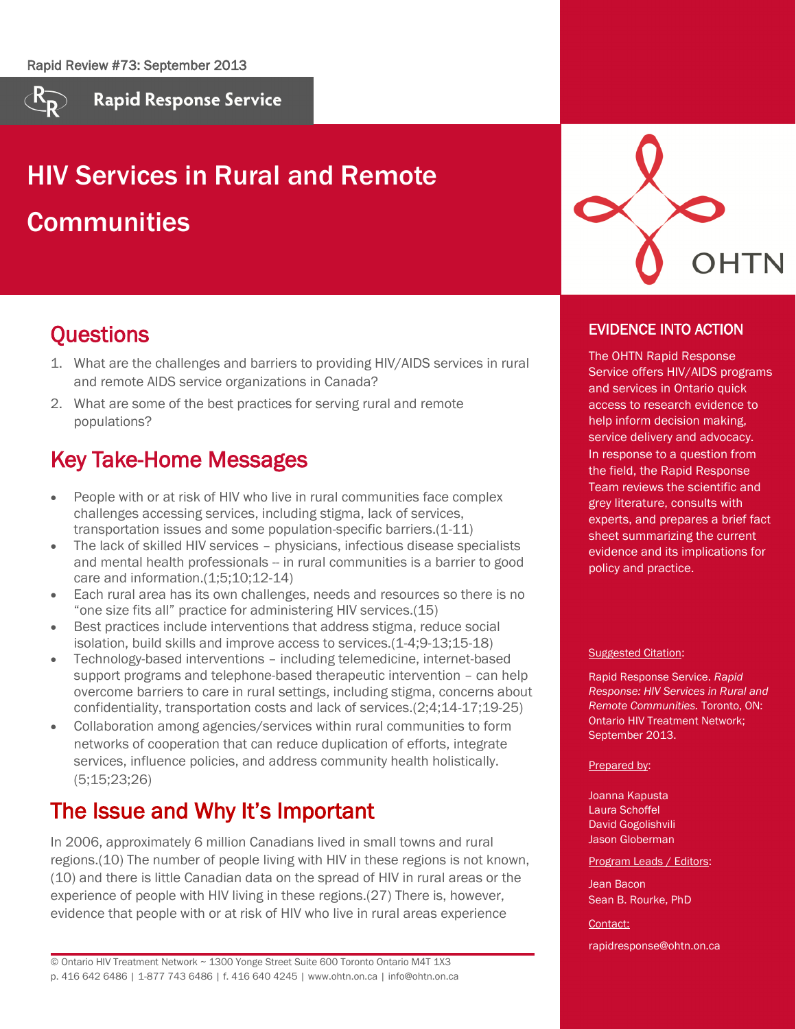Rapid Review #73: September 2013

Rapid Response Service

# HIV Services in Rural and Remote Communities

## Questions

1. What are the challenges and barriers to providing HIV/AIDS services in rural and remote AIDS service organizations in Canada?
2. What are some of the best practices for serving rural and remote populations?

## Key Take-Home Messages

- People with or at risk of HIV who live in rural communities face complex challenges accessing services, including stigma, lack of services, transportation issues and some population-specific barriers.(1-11)
- The lack of skilled HIV services – physicians, infectious disease specialists and mental health professionals -- in rural communities is a barrier to good care and information.(1;5;10;12-14)
- Each rural area has its own challenges, needs and resources so there is no "one size fits all" practice for administering HIV services.(15)
- Best practices include interventions that address stigma, reduce social isolation, build skills and improve access to services.(1-4;9-13;15-18)
- Technology-based interventions – including telemedicine, internet-based support programs and telephone-based therapeutic intervention – can help overcome barriers to care in rural settings, including stigma, concerns about confidentiality, transportation costs and lack of services.(2;4;14-17;19-25)
- Collaboration among agencies/services within rural communities to form networks of cooperation that can reduce duplication of efforts, integrate services, influence policies, and address community health holistically.(5;15;23;26)

## The Issue and Why It's Important

In 2006, approximately 6 million Canadians lived in small towns and rural regions.(10) The number of people living with HIV in these regions is not known,(10) and there is little Canadian data on the spread of HIV in rural areas or the experience of people with HIV living in these regions.(27) There is, however, evidence that people with or at risk of HIV who live in rural areas experience

## EVIDENCE INTO ACTION

The OHTN Rapid Response Service offers HIV/AIDS programs and services in Ontario quick access to research evidence to help inform decision making, service delivery and advocacy. In response to a question from the field, the Rapid Response Team reviews the scientific and grey literature, consults with experts, and prepares a brief fact sheet summarizing the current evidence and its implications for policy and practice.

Suggested Citation:

Rapid Response Service. *Rapid Response: HIV Services in Rural and Remote Communities.* Toronto, ON: Ontario HIV Treatment Network; September 2013.

Prepared by:

Joanna Kapusta
Laura Schoffel
David Gogolishvili
Jason Globerman

Program Leads / Editors:

Jean Bacon
Sean B. Rourke, PhD

Contact:

rapidresponse@ohtn.on.ca

© Ontario HIV Treatment Network ~ 1300 Yonge Street Suite 600 Toronto Ontario M4T 1X3
p. 416 642 6486 | 1-877 743 6486 | f. 416 640 4245 | www.ohtn.on.ca | info@ohtn.on.ca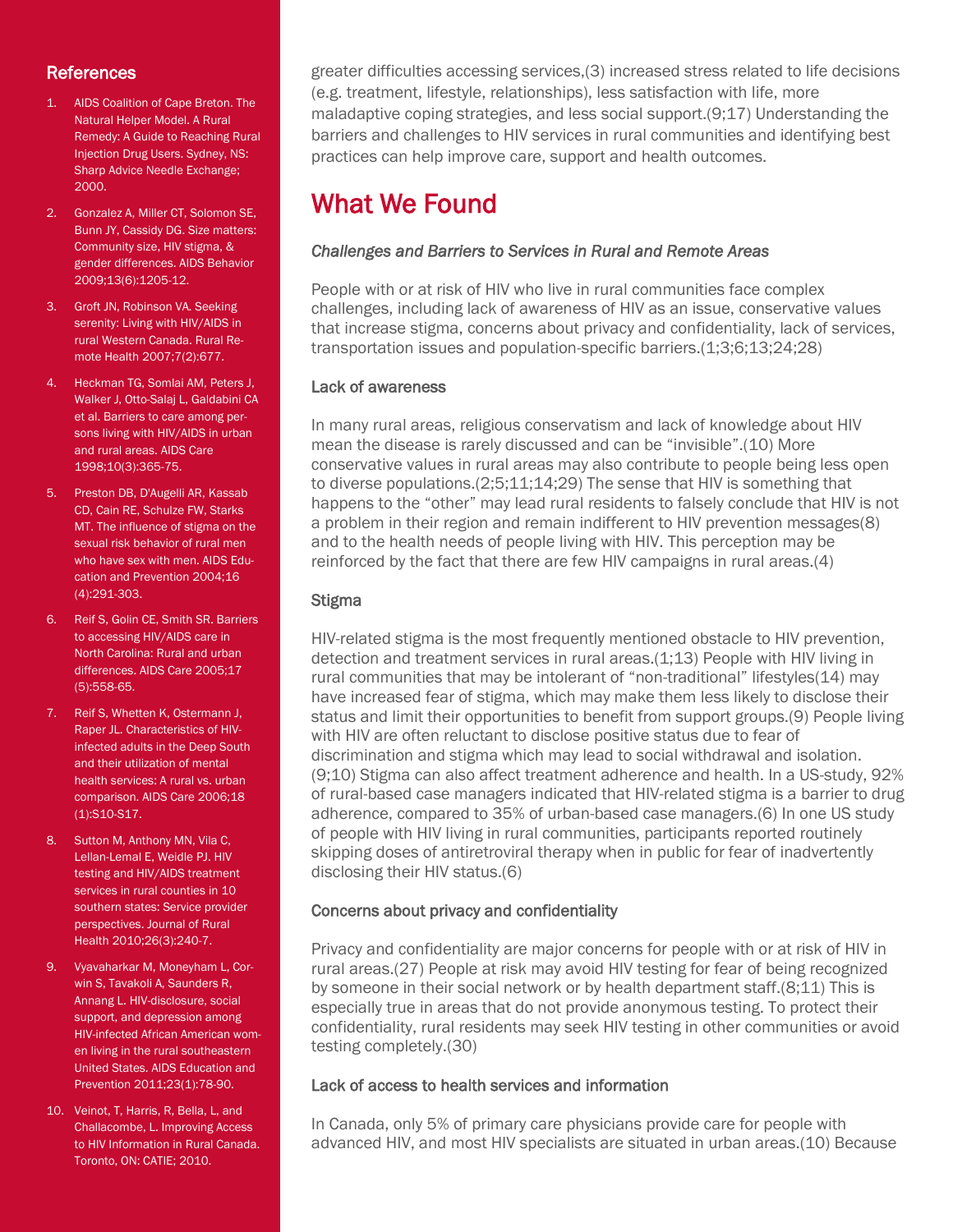greater difficulties accessing services,(3) increased stress related to life decisions (e.g. treatment, lifestyle, relationships), less satisfaction with life, more maladaptive coping strategies, and less social support.(9;17) Understanding the barriers and challenges to HIV services in rural communities and identifying best practices can help improve care, support and health outcomes.

# What We Found

*Challenges and Barriers to Services in Rural and Remote Areas*

People with or at risk of HIV who live in rural communities face complex challenges, including lack of awareness of HIV as an issue, conservative values that increase stigma, concerns about privacy and confidentiality, lack of services, transportation issues and population-specific barriers.(1;3;6;13;24;28)

### Lack of awareness

In many rural areas, religious conservatism and lack of knowledge about HIV mean the disease is rarely discussed and can be "invisible".(10) More conservative values in rural areas may also contribute to people being less open to diverse populations.(2;5;11;14;29) The sense that HIV is something that happens to the "other" may lead rural residents to falsely conclude that HIV is not a problem in their region and remain indifferent to HIV prevention messages(8) and to the health needs of people living with HIV. This perception may be reinforced by the fact that there are few HIV campaigns in rural areas.(4)

### Stigma

HIV-related stigma is the most frequently mentioned obstacle to HIV prevention, detection and treatment services in rural areas.(1;13) People with HIV living in rural communities that may be intolerant of "non-traditional" lifestyles(14) may have increased fear of stigma, which may make them less likely to disclose their status and limit their opportunities to benefit from support groups.(9) People living with HIV are often reluctant to disclose positive status due to fear of discrimination and stigma which may lead to social withdrawal and isolation.(9;10) Stigma can also affect treatment adherence and health. In a US-study, 92% of rural-based case managers indicated that HIV-related stigma is a barrier to drug adherence, compared to 35% of urban-based case managers.(6) In one US study of people with HIV living in rural communities, participants reported routinely skipping doses of antiretroviral therapy when in public for fear of inadvertently disclosing their HIV status.(6)

### Concerns about privacy and confidentiality

Privacy and confidentiality are major concerns for people with or at risk of HIV in rural areas.(27) People at risk may avoid HIV testing for fear of being recognized by someone in their social network or by health department staff.(8;11) This is especially true in areas that do not provide anonymous testing. To protect their confidentiality, rural residents may seek HIV testing in other communities or avoid testing completely.(30)

### Lack of access to health services and information

In Canada, only 5% of primary care physicians provide care for people with advanced HIV, and most HIV specialists are situated in urban areas.(10) Because

## References

1. AIDS Coalition of Cape Breton. The Natural Helper Model. A Rural Remedy: A Guide to Reaching Rural Injection Drug Users. Sydney, NS: Sharp Advice Needle Exchange; 2000.
2. Gonzalez A, Miller CT, Solomon SE, Bunn JY, Cassidy DG. Size matters: Community size, HIV stigma, & gender differences. AIDS Behavior 2009;13(6):1205-12.
3. Groft JN, Robinson VA. Seeking serenity: Living with HIV/AIDS in rural Western Canada. Rural Remote Health 2007;7(2):677.
4. Heckman TG, Somlai AM, Peters J, Walker J, Otto-Salaj L, Galdabini CA et al. Barriers to care among persons living with HIV/AIDS in urban and rural areas. AIDS Care 1998;10(3):365-75.
5. Preston DB, D'Augelli AR, Kassab CD, Cain RE, Schulze FW, Starks MT. The influence of stigma on the sexual risk behavior of rural men who have sex with men. AIDS Education and Prevention 2004;16 (4):291-303.
6. Reif S, Golin CE, Smith SR. Barriers to accessing HIV/AIDS care in North Carolina: Rural and urban differences. AIDS Care 2005;17 (5):558-65.
7. Reif S, Whetten K, Ostermann J, Raper JL. Characteristics of HIV-infected adults in the Deep South and their utilization of mental health services: A rural vs. urban comparison. AIDS Care 2006;18 (1):S10-S17.
8. Sutton M, Anthony MN, Vila C, Lellan-Lemal E, Weidle PJ. HIV testing and HIV/AIDS treatment services in rural counties in 10 southern states: Service provider perspectives. Journal of Rural Health 2010;26(3):240-7.
9. Vyavaharkar M, Moneyham L, Corwin S, Tavakoli A, Saunders R, Annang L. HIV-disclosure, social support, and depression among HIV-infected African American women living in the rural southeastern United States. AIDS Education and Prevention 2011;23(1):78-90.
10. Veinot, T, Harris, R, Bella, L, and Challacombe, L. Improving Access to HIV Information in Rural Canada. Toronto, ON: CATIE; 2010.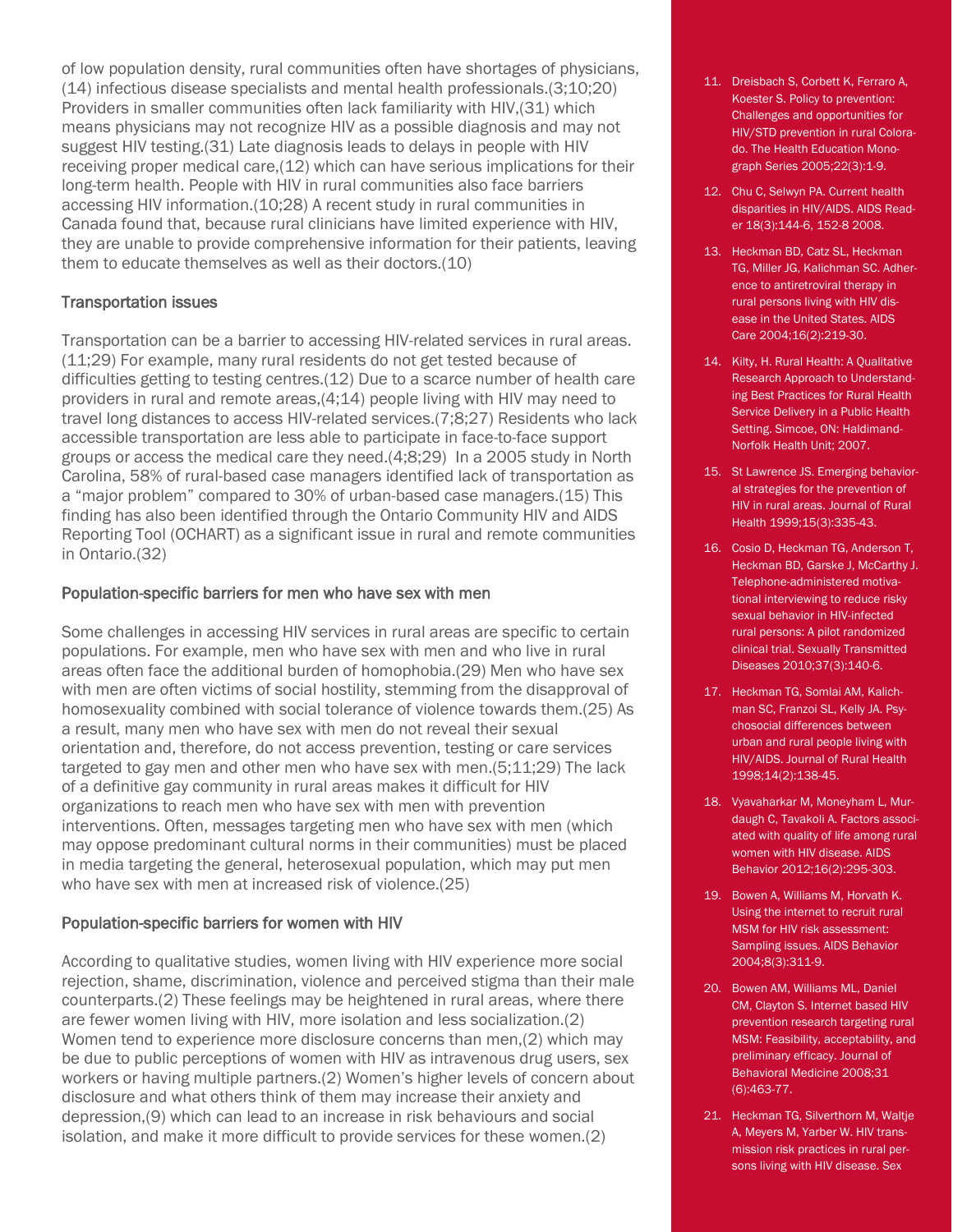of low population density, rural communities often have shortages of physicians,(14) infectious disease specialists and mental health professionals.(3;10;20) Providers in smaller communities often lack familiarity with HIV,(31) which means physicians may not recognize HIV as a possible diagnosis and may not suggest HIV testing.(31) Late diagnosis leads to delays in people with HIV receiving proper medical care,(12) which can have serious implications for their long-term health. People with HIV in rural communities also face barriers accessing HIV information.(10;28) A recent study in rural communities in Canada found that, because rural clinicians have limited experience with HIV, they are unable to provide comprehensive information for their patients, leaving them to educate themselves as well as their doctors.(10)

### Transportation issues

Transportation can be a barrier to accessing HIV-related services in rural areas.(11;29) For example, many rural residents do not get tested because of difficulties getting to testing centres.(12) Due to a scarce number of health care providers in rural and remote areas,(4;14) people living with HIV may need to travel long distances to access HIV-related services.(7;8;27) Residents who lack accessible transportation are less able to participate in face-to-face support groups or access the medical care they need.(4;8;29) In a 2005 study in North Carolina, 58% of rural-based case managers identified lack of transportation as a "major problem" compared to 30% of urban-based case managers.(15) This finding has also been identified through the Ontario Community HIV and AIDS Reporting Tool (OCHART) as a significant issue in rural and remote communities in Ontario.(32)

### Population-specific barriers for men who have sex with men

Some challenges in accessing HIV services in rural areas are specific to certain populations. For example, men who have sex with men and who live in rural areas often face the additional burden of homophobia.(29) Men who have sex with men are often victims of social hostility, stemming from the disapproval of homosexuality combined with social tolerance of violence towards them.(25) As a result, many men who have sex with men do not reveal their sexual orientation and, therefore, do not access prevention, testing or care services targeted to gay men and other men who have sex with men.(5;11;29) The lack of a definitive gay community in rural areas makes it difficult for HIV organizations to reach men who have sex with men with prevention interventions. Often, messages targeting men who have sex with men (which may oppose predominant cultural norms in their communities) must be placed in media targeting the general, heterosexual population, which may put men who have sex with men at increased risk of violence.(25)

### Population-specific barriers for women with HIV

According to qualitative studies, women living with HIV experience more social rejection, shame, discrimination, violence and perceived stigma than their male counterparts.(2) These feelings may be heightened in rural areas, where there are fewer women living with HIV, more isolation and less socialization.(2) Women tend to experience more disclosure concerns than men,(2) which may be due to public perceptions of women with HIV as intravenous drug users, sex workers or having multiple partners.(2) Women's higher levels of concern about disclosure and what others think of them may increase their anxiety and depression,(9) which can lead to an increase in risk behaviours and social isolation, and make it more difficult to provide services for these women.(2)

11. Dreisbach S, Corbett K, Ferraro A, Koester S. Policy to prevention: Challenges and opportunities for HIV/STD prevention in rural Colorado. The Health Education Monograph Series 2005;22(3):1-9.
12. Chu C, Selwyn PA. Current health disparities in HIV/AIDS. AIDS Reader 18(3):144-6, 152-8 2008.
13. Heckman BD, Catz SL, Heckman TG, Miller JG, Kalichman SC. Adherence to antiretroviral therapy in rural persons living with HIV disease in the United States. AIDS Care 2004;16(2):219-30.
14. Kilty, H. Rural Health: A Qualitative Research Approach to Understanding Best Practices for Rural Health Service Delivery in a Public Health Setting. Simcoe, ON: Haldimand-Norfolk Health Unit; 2007.
15. St Lawrence JS. Emerging behavioral strategies for the prevention of HIV in rural areas. Journal of Rural Health 1999;15(3):335-43.
16. Cosio D, Heckman TG, Anderson T, Heckman BD, Garske J, McCarthy J. Telephone-administered motivational interviewing to reduce risky sexual behavior in HIV-infected rural persons: A pilot randomized clinical trial. Sexually Transmitted Diseases 2010;37(3):140-6.
17. Heckman TG, Somlai AM, Kalichman SC, Franzoi SL, Kelly JA. Psychosocial differences between urban and rural people living with HIV/AIDS. Journal of Rural Health 1998;14(2):138-45.
18. Vyavaharkar M, Moneyham L, Murdaugh C, Tavakoli A. Factors associated with quality of life among rural women with HIV disease. AIDS Behavior 2012;16(2):295-303.
19. Bowen A, Williams M, Horvath K. Using the internet to recruit rural MSM for HIV risk assessment: Sampling issues. AIDS Behavior 2004;8(3):311-9.
20. Bowen AM, Williams ML, Daniel CM, Clayton S. Internet based HIV prevention research targeting rural MSM: Feasibility, acceptability, and preliminary efficacy. Journal of Behavioral Medicine 2008;31 (6):463-77.
21. Heckman TG, Silverthorn M, Waltje A, Meyers M, Yarber W. HIV transmission risk practices in rural persons living with HIV disease. Sex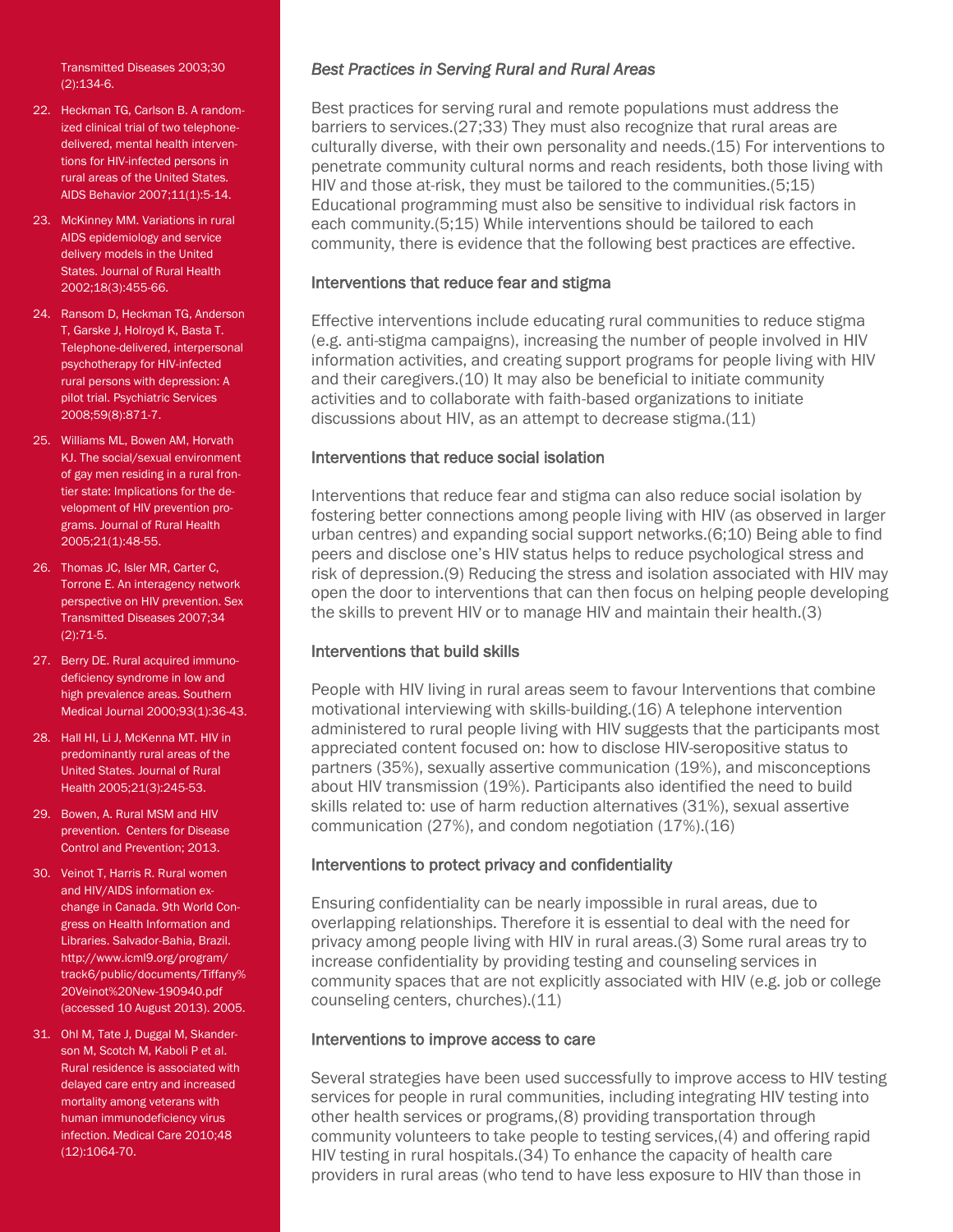Transmitted Diseases 2003;30 (2):134-6.

22. Heckman TG, Carlson B. A randomized clinical trial of two telephone-delivered, mental health interventions for HIV-infected persons in rural areas of the United States. AIDS Behavior 2007;11(1):5-14.
23. McKinney MM. Variations in rural AIDS epidemiology and service delivery models in the United States. Journal of Rural Health 2002;18(3):455-66.
24. Ransom D, Heckman TG, Anderson T, Garske J, Holroyd K, Basta T. Telephone-delivered, interpersonal psychotherapy for HIV-infected rural persons with depression: A pilot trial. Psychiatric Services 2008;59(8):871-7.
25. Williams ML, Bowen AM, Horvath KJ. The social/sexual environment of gay men residing in a rural frontier state: Implications for the development of HIV prevention programs. Journal of Rural Health 2005;21(1):48-55.
26. Thomas JC, Isler MR, Carter C, Torrone E. An interagency network perspective on HIV prevention. Sex Transmitted Diseases 2007;34 (2):71-5.
27. Berry DE. Rural acquired immunodeficiency syndrome in low and high prevalence areas. Southern Medical Journal 2000;93(1):36-43.
28. Hall HI, Li J, McKenna MT. HIV in predominantly rural areas of the United States. Journal of Rural Health 2005;21(3):245-53.
29. Bowen, A. Rural MSM and HIV prevention. Centers for Disease Control and Prevention; 2013.
30. Veinot T, Harris R. Rural women and HIV/AIDS information exchange in Canada. 9th World Congress on Health Information and Libraries. Salvador-Bahia, Brazil. http://www.icml9.org/program/track6/public/documents/Tiffany%20Veinot%20New-190940.pdf (accessed 10 August 2013). 2005.
31. Ohl M, Tate J, Duggal M, Skanderson M, Scotch M, Kaboli P et al. Rural residence is associated with delayed care entry and increased mortality among veterans with human immunodeficiency virus infection. Medical Care 2010;48 (12):1064-70.

*Best Practices in Serving Rural and Rural Areas*

Best practices for serving rural and remote populations must address the barriers to services.(27;33) They must also recognize that rural areas are culturally diverse, with their own personality and needs.(15) For interventions to penetrate community cultural norms and reach residents, both those living with HIV and those at-risk, they must be tailored to the communities.(5;15) Educational programming must also be sensitive to individual risk factors in each community.(5;15) While interventions should be tailored to each community, there is evidence that the following best practices are effective.

### Interventions that reduce fear and stigma

Effective interventions include educating rural communities to reduce stigma (e.g. anti-stigma campaigns), increasing the number of people involved in HIV information activities, and creating support programs for people living with HIV and their caregivers.(10) It may also be beneficial to initiate community activities and to collaborate with faith-based organizations to initiate discussions about HIV, as an attempt to decrease stigma.(11)

### Interventions that reduce social isolation

Interventions that reduce fear and stigma can also reduce social isolation by fostering better connections among people living with HIV (as observed in larger urban centres) and expanding social support networks.(6;10) Being able to find peers and disclose one's HIV status helps to reduce psychological stress and risk of depression.(9) Reducing the stress and isolation associated with HIV may open the door to interventions that can then focus on helping people developing the skills to prevent HIV or to manage HIV and maintain their health.(3)

### Interventions that build skills

People with HIV living in rural areas seem to favour Interventions that combine motivational interviewing with skills-building.(16) A telephone intervention administered to rural people living with HIV suggests that the participants most appreciated content focused on: how to disclose HIV-seropositive status to partners (35%), sexually assertive communication (19%), and misconceptions about HIV transmission (19%). Participants also identified the need to build skills related to: use of harm reduction alternatives (31%), sexual assertive communication (27%), and condom negotiation (17%).(16)

### Interventions to protect privacy and confidentiality

Ensuring confidentiality can be nearly impossible in rural areas, due to overlapping relationships. Therefore it is essential to deal with the need for privacy among people living with HIV in rural areas.(3) Some rural areas try to increase confidentiality by providing testing and counseling services in community spaces that are not explicitly associated with HIV (e.g. job or college counseling centers, churches).(11)

### Interventions to improve access to care

Several strategies have been used successfully to improve access to HIV testing services for people in rural communities, including integrating HIV testing into other health services or programs,(8) providing transportation through community volunteers to take people to testing services,(4) and offering rapid HIV testing in rural hospitals.(34) To enhance the capacity of health care providers in rural areas (who tend to have less exposure to HIV than those in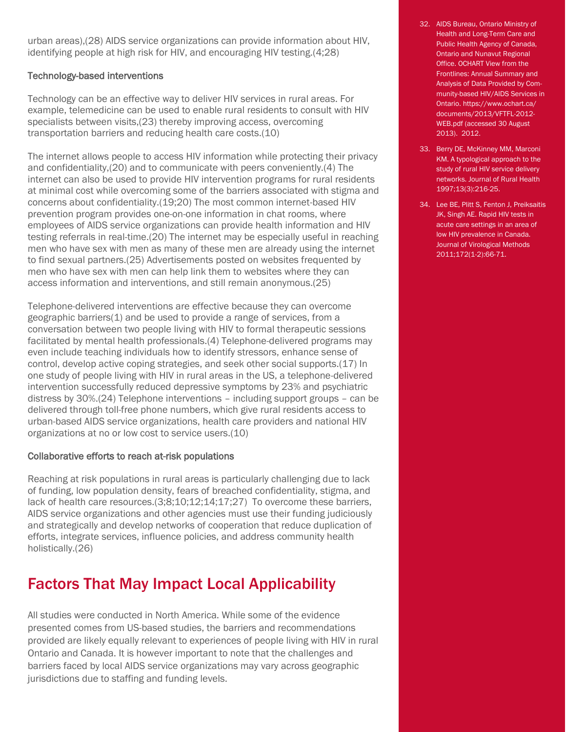urban areas),(28) AIDS service organizations can provide information about HIV, identifying people at high risk for HIV, and encouraging HIV testing.(4;28)

### Technology-based interventions

Technology can be an effective way to deliver HIV services in rural areas. For example, telemedicine can be used to enable rural residents to consult with HIV specialists between visits,(23) thereby improving access, overcoming transportation barriers and reducing health care costs.(10)

The internet allows people to access HIV information while protecting their privacy and confidentiality,(20) and to communicate with peers conveniently.(4) The internet can also be used to provide HIV intervention programs for rural residents at minimal cost while overcoming some of the barriers associated with stigma and concerns about confidentiality.(19;20) The most common internet-based HIV prevention program provides one-on-one information in chat rooms, where employees of AIDS service organizations can provide health information and HIV testing referrals in real-time.(20) The internet may be especially useful in reaching men who have sex with men as many of these men are already using the internet to find sexual partners.(25) Advertisements posted on websites frequented by men who have sex with men can help link them to websites where they can access information and interventions, and still remain anonymous.(25)

Telephone-delivered interventions are effective because they can overcome geographic barriers(1) and be used to provide a range of services, from a conversation between two people living with HIV to formal therapeutic sessions facilitated by mental health professionals.(4) Telephone-delivered programs may even include teaching individuals how to identify stressors, enhance sense of control, develop active coping strategies, and seek other social supports.(17) In one study of people living with HIV in rural areas in the US, a telephone-delivered intervention successfully reduced depressive symptoms by 23% and psychiatric distress by 30%.(24) Telephone interventions – including support groups – can be delivered through toll-free phone numbers, which give rural residents access to urban-based AIDS service organizations, health care providers and national HIV organizations at no or low cost to service users.(10)

### Collaborative efforts to reach at-risk populations

Reaching at risk populations in rural areas is particularly challenging due to lack of funding, low population density, fears of breached confidentiality, stigma, and lack of health care resources.(3;8;10;12;14;17;27) To overcome these barriers, AIDS service organizations and other agencies must use their funding judiciously and strategically and develop networks of cooperation that reduce duplication of efforts, integrate services, influence policies, and address community health holistically.(26)

## Factors That May Impact Local Applicability

All studies were conducted in North America. While some of the evidence presented comes from US-based studies, the barriers and recommendations provided are likely equally relevant to experiences of people living with HIV in rural Ontario and Canada. It is however important to note that the challenges and barriers faced by local AIDS service organizations may vary across geographic jurisdictions due to staffing and funding levels.

32. AIDS Bureau, Ontario Ministry of Health and Long-Term Care and Public Health Agency of Canada, Ontario and Nunavut Regional Office. OCHART View from the Frontlines: Annual Summary and Analysis of Data Provided by Community-based HIV/AIDS Services in Ontario. https://www.ochart.ca/documents/2013/VFTFL-2012-WEB.pdf (accessed 30 August 2013). 2012.

33. Berry DE, McKinney MM, Marconi KM. A typological approach to the study of rural HIV service delivery networks. Journal of Rural Health 1997;13(3):216-25.

34. Lee BE, Plitt S, Fenton J, Preiksaitis JK, Singh AE. Rapid HIV tests in acute care settings in an area of low HIV prevalence in Canada. Journal of Virological Methods 2011;172(1-2):66-71.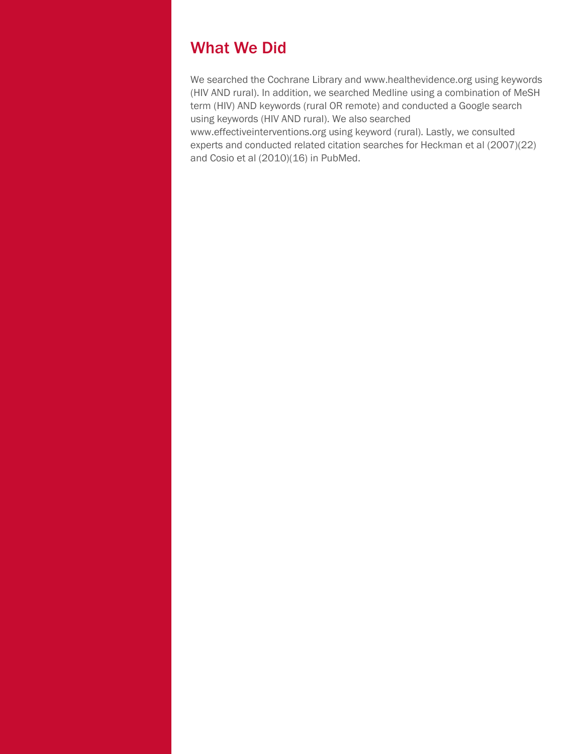## What We Did

We searched the Cochrane Library and www.healthevidence.org using keywords (HIV AND rural). In addition, we searched Medline using a combination of MeSH term (HIV) AND keywords (rural OR remote) and conducted a Google search using keywords (HIV AND rural). We also searched www.effectiveinterventions.org using keyword (rural). Lastly, we consulted experts and conducted related citation searches for Heckman et al (2007)(22) and Cosio et al (2010)(16) in PubMed.